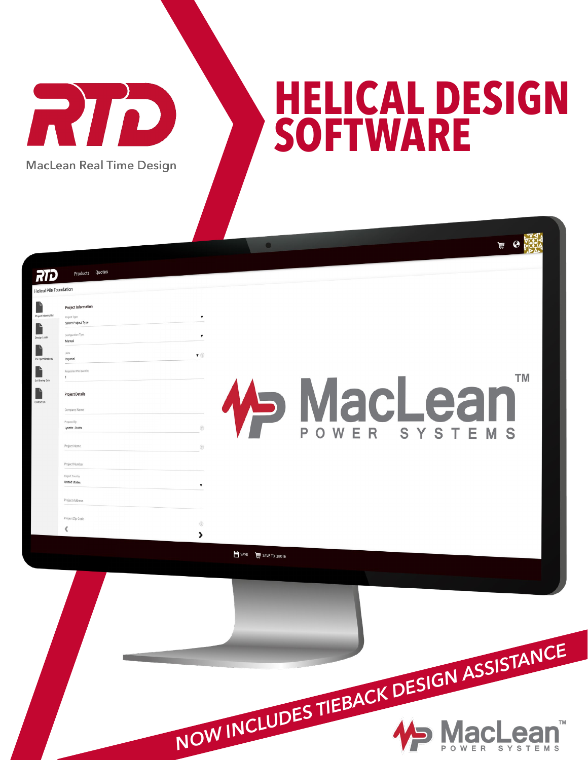# RTD

MacLean Real Time Design

# HELICAL DESIGN SOFTWARE

**NOW INCLUDES TIEBACK DESIGN ASSISTANCE**

MacLean™ POWER SYSTEMS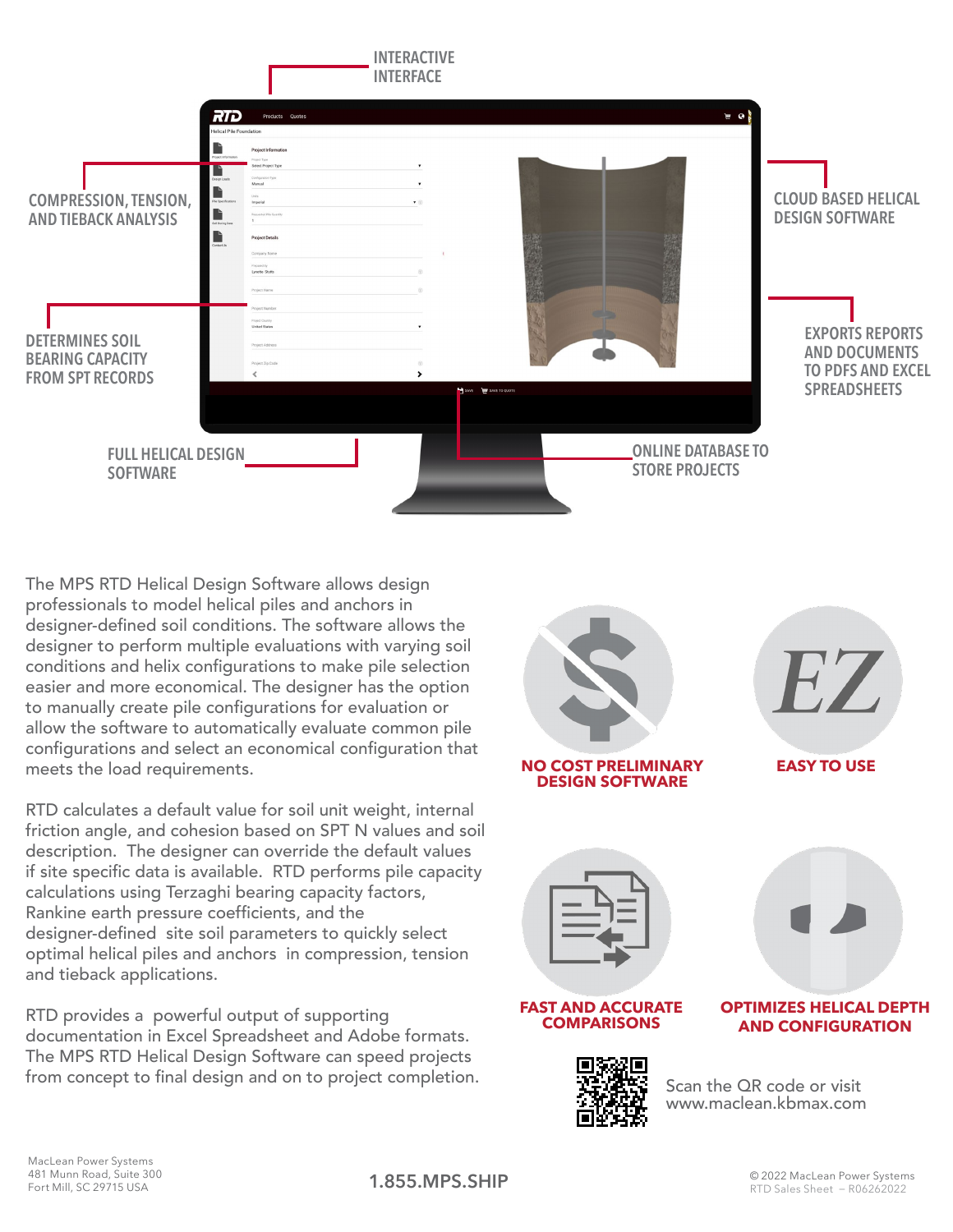INTERACTIVE INTERFACE

COMPRESSION, TENSION, AND TIEBACK ANALYSIS

CLOUD BASED HELICAL DESIGN SOFTWARE

DETERMINES SOIL BEARING CAPACITY FROM SPT RECORDS

EXPORTS REPORTS AND DOCUMENTS TO PDFS AND EXCEL SPREADSHEETS

FULL HELICAL DESIGN SOFTWARE

ONLINE DATABASE TO STORE PROJECTS

The MPS RTD Helical Design Software allows design professionals to model helical piles and anchors in designer-defined soil conditions. The software allows the designer to perform multiple evaluations with varying soil conditions and helix configurations to make pile selection easier and more economical. The designer has the option to manually create pile configurations for evaluation or allow the software to automatically evaluate common pile configurations and select an economical configuration that meets the load requirements.

RTD calculates a default value for soil unit weight, internal friction angle, and cohesion based on SPT N values and soil description. The designer can override the default values if site specific data is available. RTD performs pile capacity calculations using Terzaghi bearing capacity factors, Rankine earth pressure coefficients, and the designer-defined site soil parameters to quickly select optimal helical piles and anchors in compression, tension and tieback applications.

RTD provides a powerful output of supporting documentation in Excel Spreadsheet and Adobe formats. The MPS RTD Helical Design Software can speed projects from concept to final design and on to project completion.

**NO COST PRELIMINARY DESIGN SOFTWARE**

**EASY TO USE**

**FAST AND ACCURATE COMPARISONS**

**OPTIMIZES HELICAL DEPTH AND CONFIGURATION**

Scan the QR code or visit www.maclean.kbmax.com

MacLean Power Systems
481 Munn Road, Suite 300
Fort Mill, SC 29715 USA

1.855.MPS.SHIP

© 2022 MacLean Power Systems
RTD Sales Sheet – R06262022